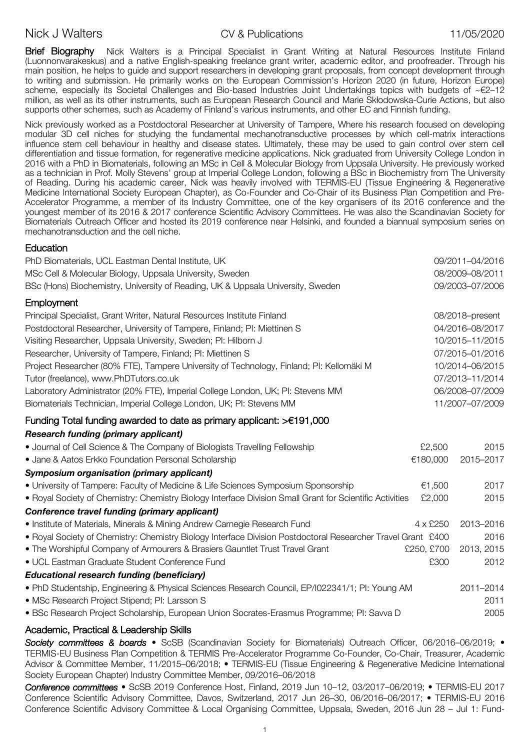# Nick J Walters — CV & Publications — 11/05/2020

**Brief Biography** Nick Walters is a Principal Specialist in Grant Writing at Natural Resources Institute Finland (Luonnonvarakeskus) and a native English-speaking freelance grant writer, academic editor, and proofreader. Through his main position, he helps to guide and support researchers in developing grant proposals, from concept development through to writing and submission. He primarily works on the European Commission's Horizon 2020 (in future, Horizon Europe) scheme, especially its Societal Challenges and Bio-based Industries Joint Undertakings topics with budgets of ~€2–12 million, as well as its other instruments, such as European Research Council and Marie Skłodowska-Curie Actions, but also supports other schemes, such as Academy of Finland's various instruments, and other EC and Finnish funding.

Nick previously worked as a Postdoctoral Researcher at University of Tampere, Where his research focused on developing modular 3D cell niches for studying the fundamental mechanotransductive processes by which cell-matrix interactions influence stem cell behaviour in healthy and disease states. Ultimately, these may be used to gain control over stem cell differentiation and tissue formation, for regenerative medicine applications. Nick graduated from University College London in 2016 with a PhD in Biomaterials, following an MSc in Cell & Molecular Biology from Uppsala University. He previously worked as a technician in Prof. Molly Stevens' group at Imperial College London, following a BSc in Biochemistry from The University of Reading. During his academic career, Nick was heavily involved with TERMIS-EU (Tissue Engineering & Regenerative Medicine International Society European Chapter), as Co-Founder and Co-Chair of its Business Plan Competition and Pre-Accelerator Programme, a member of its Industry Committee, one of the key organisers of its 2016 conference and the youngest member of its 2016 & 2017 conference Scientific Advisory Committees. He was also the Scandinavian Society for Biomaterials Outreach Officer and hosted its 2019 conference near Helsinki, and founded a biannual symposium series on mechanotransduction and the cell niche.

## Education

| | |
|---|---|
| PhD Biomaterials, UCL Eastman Dental Institute, UK | 09/2011–04/2016 |
| MSc Cell & Molecular Biology, Uppsala University, Sweden | 08/2009–08/2011 |
| BSc (Hons) Biochemistry, University of Reading, UK & Uppsala University, Sweden | 09/2003–07/2006 |

## Employment

| | |
|---|---|
| Principal Specialist, Grant Writer, Natural Resources Institute Finland | 08/2018–present |
| Postdoctoral Researcher, University of Tampere, Finland; PI: Miettinen S | 04/2016–08/2017 |
| Visiting Researcher, Uppsala University, Sweden; PI: Hilborn J | 10/2015–11/2015 |
| Researcher, University of Tampere, Finland; PI: Miettinen S | 07/2015–01/2016 |
| Project Researcher (80% FTE), Tampere University of Technology, Finland; PI: Kellomäki M | 10/2014–06/2015 |
| Tutor (freelance), www.PhDTutors.co.uk | 07/2013–11/2014 |
| Laboratory Administrator (20% FTE), Imperial College London, UK; PI: Stevens MM | 06/2008–07/2009 |
| Biomaterials Technician, Imperial College London, UK; PI: Stevens MM | 11/2007–07/2009 |

## Funding Total funding awarded to date as primary applicant: >€191,000

***Research funding (primary applicant)***

| | | |
|---|---|---|
| • Journal of Cell Science & The Company of Biologists Travelling Fellowship | £2,500 | 2015 |
| • Jane & Aatos Erkko Foundation Personal Scholarship | €180,000 | 2015–2017 |

***Symposium organisation (primary applicant)***

| | | |
|---|---|---|
| • University of Tampere: Faculty of Medicine & Life Sciences Symposium Sponsorship | €1,500 | 2017 |
| • Royal Society of Chemistry: Chemistry Biology Interface Division Small Grant for Scientific Activities | £2,000 | 2015 |

***Conference travel funding (primary applicant)***

| | | |
|---|---|---|
| • Institute of Materials, Minerals & Mining Andrew Carnegie Research Fund | 4 x £250 | 2013–2016 |
| • Royal Society of Chemistry: Chemistry Biology Interface Division Postdoctoral Researcher Travel Grant | £400 | 2016 |
| • The Worshipful Company of Armourers & Brasiers Gauntlet Trust Travel Grant | £250, £700 | 2013, 2015 |
| • UCL Eastman Graduate Student Conference Fund | £300 | 2012 |

***Educational research funding (beneficiary)***

| | |
|---|---|
| • PhD Studentship, Engineering & Physical Sciences Research Council, EP/I022341/1; PI: Young AM | 2011–2014 |
| • MSc Research Project Stipend; PI: Larsson S | 2011 |
| • BSc Research Project Scholarship, European Union Socrates-Erasmus Programme; PI: Savva D | 2005 |

## Academic, Practical & Leadership Skills

***Society committees & boards*** • ScSB (Scandinavian Society for Biomaterials) Outreach Officer, 06/2016–06/2019; • TERMIS-EU Business Plan Competition & TERMIS Pre-Accelerator Programme Co-Founder, Co-Chair, Treasurer, Academic Advisor & Committee Member, 11/2015–06/2018; • TERMIS-EU (Tissue Engineering & Regenerative Medicine International Society European Chapter) Industry Committee Member, 09/2016–06/2018

***Conference committees*** • ScSB 2019 Conference Host, Finland, 2019 Jun 10–12, 03/2017–06/2019; • TERMIS-EU 2017 Conference Scientific Advisory Committee, Davos, Switzerland, 2017 Jun 26–30, 06/2016–06/2017; • TERMIS-EU 2016 Conference Scientific Advisory Committee & Local Organising Committee, Uppsala, Sweden, 2016 Jun 28 – Jul 1: Fund-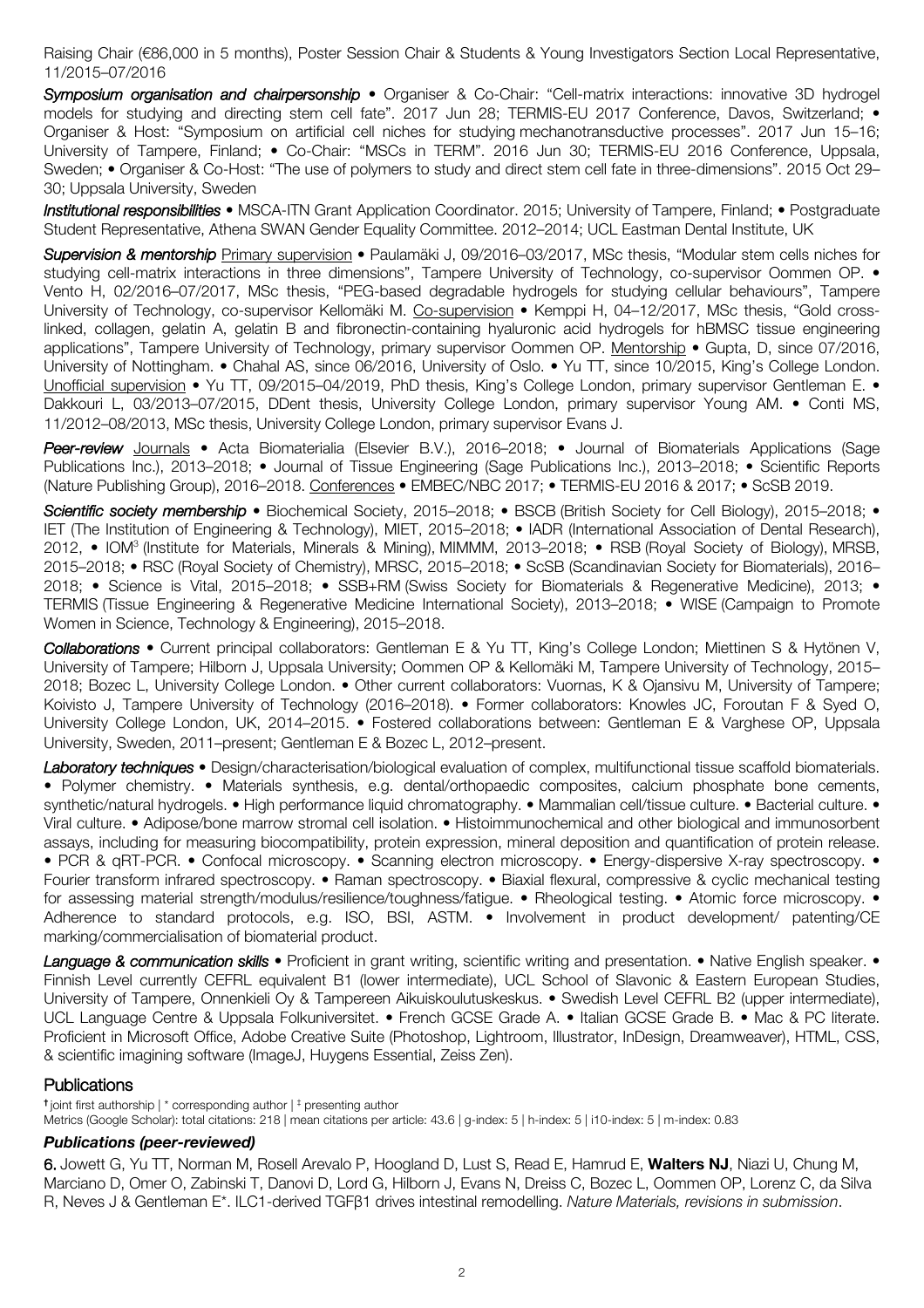Raising Chair (€86,000 in 5 months), Poster Session Chair & Students & Young Investigators Section Local Representative, 11/2015–07/2016

***Symposium organisation and chairpersonship*** • Organiser & Co-Chair: "Cell-matrix interactions: innovative 3D hydrogel models for studying and directing stem cell fate". 2017 Jun 28; TERMIS-EU 2017 Conference, Davos, Switzerland; • Organiser & Host: "Symposium on artificial cell niches for studying mechanotransductive processes". 2017 Jun 15–16; University of Tampere, Finland; • Co-Chair: "MSCs in TERM". 2016 Jun 30; TERMIS-EU 2016 Conference, Uppsala, Sweden; • Organiser & Co-Host: "The use of polymers to study and direct stem cell fate in three-dimensions". 2015 Oct 29–30; Uppsala University, Sweden

***Institutional responsibilities*** • MSCA-ITN Grant Application Coordinator. 2015; University of Tampere, Finland; • Postgraduate Student Representative, Athena SWAN Gender Equality Committee. 2012–2014; UCL Eastman Dental Institute, UK

***Supervision & mentorship*** Primary supervision • Paulamäki J, 09/2016–03/2017, MSc thesis, "Modular stem cells niches for studying cell-matrix interactions in three dimensions", Tampere University of Technology, co-supervisor Oommen OP. • Vento H, 02/2016–07/2017, MSc thesis, "PEG-based degradable hydrogels for studying cellular behaviours", Tampere University of Technology, co-supervisor Kellomäki M. Co-supervision • Kemppi H, 04–12/2017, MSc thesis, "Gold cross-linked, collagen, gelatin A, gelatin B and fibronectin-containing hyaluronic acid hydrogels for hBMSC tissue engineering applications", Tampere University of Technology, primary supervisor Oommen OP. Mentorship • Gupta, D, since 07/2016, University of Nottingham. • Chahal AS, since 06/2016, University of Oslo. • Yu TT, since 10/2015, King's College London. Unofficial supervision • Yu TT, 09/2015–04/2019, PhD thesis, King's College London, primary supervisor Gentleman E. • Dakkouri L, 03/2013–07/2015, DDent thesis, University College London, primary supervisor Young AM. • Conti MS, 11/2012–08/2013, MSc thesis, University College London, primary supervisor Evans J.

***Peer-review*** Journals • Acta Biomaterialia (Elsevier B.V.), 2016–2018; • Journal of Biomaterials Applications (Sage Publications Inc.), 2013–2018; • Journal of Tissue Engineering (Sage Publications Inc.), 2013–2018; • Scientific Reports (Nature Publishing Group), 2016–2018. Conferences • EMBEC/NBC 2017; • TERMIS-EU 2016 & 2017; • ScSB 2019.

***Scientific society membership*** • Biochemical Society, 2015–2018; • BSCB (British Society for Cell Biology), 2015–2018; • IET (The Institution of Engineering & Technology), MIET, 2015–2018; • IADR (International Association of Dental Research), 2012, • IOM$^3$ (Institute for Materials, Minerals & Mining), MIMMM, 2013–2018; • RSB (Royal Society of Biology), MRSB, 2015–2018; • RSC (Royal Society of Chemistry), MRSC, 2015–2018; • ScSB (Scandinavian Society for Biomaterials), 2016–2018; • Science is Vital, 2015–2018; • SSB+RM (Swiss Society for Biomaterials & Regenerative Medicine), 2013; • TERMIS (Tissue Engineering & Regenerative Medicine International Society), 2013–2018; • WISE (Campaign to Promote Women in Science, Technology & Engineering), 2015–2018.

***Collaborations*** • Current principal collaborators: Gentleman E & Yu TT, King's College London; Miettinen S & Hytönen V, University of Tampere; Hilborn J, Uppsala University; Oommen OP & Kellomäki M, Tampere University of Technology, 2015–2018; Bozec L, University College London. • Other current collaborators: Vuornas, K & Ojansivu M, University of Tampere; Koivisto J, Tampere University of Technology (2016–2018). • Former collaborators: Knowles JC, Foroutan F & Syed O, University College London, UK, 2014–2015. • Fostered collaborations between: Gentleman E & Varghese OP, Uppsala University, Sweden, 2011–present; Gentleman E & Bozec L, 2012–present.

***Laboratory techniques*** • Design/characterisation/biological evaluation of complex, multifunctional tissue scaffold biomaterials. • Polymer chemistry. • Materials synthesis, e.g. dental/orthopaedic composites, calcium phosphate bone cements, synthetic/natural hydrogels. • High performance liquid chromatography. • Mammalian cell/tissue culture. • Bacterial culture. • Viral culture. • Adipose/bone marrow stromal cell isolation. • Histoimmunochemical and other biological and immunosorbent assays, including for measuring biocompatibility, protein expression, mineral deposition and quantification of protein release. • PCR & qRT-PCR. • Confocal microscopy. • Scanning electron microscopy. • Energy-dispersive X-ray spectroscopy. • Fourier transform infrared spectroscopy. • Raman spectroscopy. • Biaxial flexural, compressive & cyclic mechanical testing for assessing material strength/modulus/resilience/toughness/fatigue. • Rheological testing. • Atomic force microscopy. • Adherence to standard protocols, e.g. ISO, BSI, ASTM. • Involvement in product development/ patenting/CE marking/commercialisation of biomaterial product.

***Language & communication skills*** • Proficient in grant writing, scientific writing and presentation. • Native English speaker. • Finnish Level currently CEFRL equivalent B1 (lower intermediate), UCL School of Slavonic & Eastern European Studies, University of Tampere, Onnenkieli Oy & Tampereen Aikuiskoulutuskeskus. • Swedish Level CEFRL B2 (upper intermediate), UCL Language Centre & Uppsala Folkuniversitet. • French GCSE Grade A. • Italian GCSE Grade B. • Mac & PC literate. Proficient in Microsoft Office, Adobe Creative Suite (Photoshop, Lightroom, Illustrator, InDesign, Dreamweaver), HTML, CSS, & scientific imagining software (ImageJ, Huygens Essential, Zeiss Zen).

## Publications

† joint first authorship | * corresponding author | ‡ presenting author

Metrics (Google Scholar): total citations: 218 | mean citations per article: 43.6 | g-index: 5 | h-index: 5 | i10-index: 5 | m-index: 0.83

### *Publications (peer-reviewed)*

**6.** Jowett G, Yu TT, Norman M, Rosell Arevalo P, Hoogland D, Lust S, Read E, Hamrud E, **Walters NJ**, Niazi U, Chung M, Marciano D, Omer O, Zabinski T, Danovi D, Lord G, Hilborn J, Evans N, Dreiss C, Bozec L, Oommen OP, Lorenz C, da Silva R, Neves J & Gentleman E*. ILC1-derived TGFβ1 drives intestinal remodelling. *Nature Materials, revisions in submission*.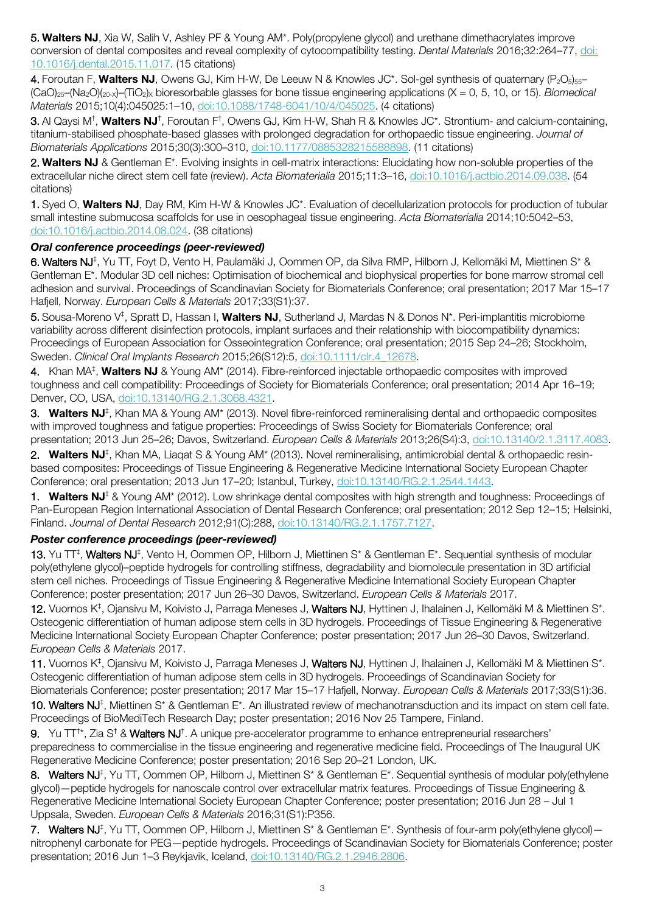5. **Walters NJ**, Xia W, Salih V, Ashley PF & Young AM*. Poly(propylene glycol) and urethane dimethacrylates improve conversion of dental composites and reveal complexity of cytocompatibility testing. *Dental Materials* 2016;32:264–77, doi: 10.1016/j.dental.2015.11.017. (15 citations)

4. Foroutan F, **Walters NJ**, Owens GJ, Kim H-W, De Leeuw N & Knowles JC*. Sol-gel synthesis of quaternary $(P_2O_5)_{55}$–$(CaO)_{25}$–$(Na_2O)_{(20-X)}$–$(TiO_2)_X$ bioresorbable glasses for bone tissue engineering applications (X = 0, 5, 10, or 15). *Biomedical Materials* 2015;10(4):045025:1–10, doi:10.1088/1748-6041/10/4/045025. (4 citations)

3. Al Qaysi M[†], **Walters NJ**[†], Foroutan F[†], Owens GJ, Kim H-W, Shah R & Knowles JC*. Strontium- and calcium-containing, titanium-stabilised phosphate-based glasses with prolonged degradation for orthopaedic tissue engineering. *Journal of Biomaterials Applications* 2015;30(3):300–310, doi:10.1177/0885328215588898. (11 citations)

2. **Walters NJ** & Gentleman E*. Evolving insights in cell-matrix interactions: Elucidating how non-soluble properties of the extracellular niche direct stem cell fate (review). *Acta Biomaterialia* 2015;11:3–16, doi:10.1016/j.actbio.2014.09.038. (54 citations)

1. Syed O, **Walters NJ**, Day RM, Kim H-W & Knowles JC*. Evaluation of decellularization protocols for production of tubular small intestine submucosa scaffolds for use in oesophageal tissue engineering. *Acta Biomaterialia* 2014;10:5042–53, doi:10.1016/j.actbio.2014.08.024. (38 citations)

### *Oral conference proceedings (peer-reviewed)*

6. **Walters NJ**[‡], Yu TT, Foyt D, Vento H, Paulamäki J, Oommen OP, da Silva RMP, Hilborn J, Kellomäki M, Miettinen S* & Gentleman E*. Modular 3D cell niches: Optimisation of biochemical and biophysical properties for bone marrow stromal cell adhesion and survival. Proceedings of Scandinavian Society for Biomaterials Conference; oral presentation; 2017 Mar 15–17 Hafjell, Norway. *European Cells & Materials* 2017;33(S1):37.

5. Sousa-Moreno V[‡], Spratt D, Hassan I, **Walters NJ**, Sutherland J, Mardas N & Donos N*. Peri-implantitis microbiome variability across different disinfection protocols, implant surfaces and their relationship with biocompatibility dynamics: Proceedings of European Association for Osseointegration Conference; oral presentation; 2015 Sep 24–26; Stockholm, Sweden. *Clinical Oral Implants Research* 2015;26(S12):5, doi:10.1111/clr.4_12678.

4. Khan MA[‡], **Walters NJ** & Young AM* (2014). Fibre-reinforced injectable orthopaedic composites with improved toughness and cell compatibility: Proceedings of Society for Biomaterials Conference; oral presentation; 2014 Apr 16–19; Denver, CO, USA, doi:10.13140/RG.2.1.3068.4321.

3. **Walters NJ**[‡], Khan MA & Young AM* (2013). Novel fibre-reinforced remineralising dental and orthopaedic composites with improved toughness and fatigue properties: Proceedings of Swiss Society for Biomaterials Conference; oral presentation; 2013 Jun 25–26; Davos, Switzerland. *European Cells & Materials* 2013;26(S4):3, doi:10.13140/2.1.3117.4083.

2. **Walters NJ**[‡], Khan MA, Liaqat S & Young AM* (2013). Novel remineralising, antimicrobial dental & orthopaedic resin-based composites: Proceedings of Tissue Engineering & Regenerative Medicine International Society European Chapter Conference; oral presentation; 2013 Jun 17–20; Istanbul, Turkey, doi:10.13140/RG.2.1.2544.1443.

1. **Walters NJ**[‡] & Young AM* (2012). Low shrinkage dental composites with high strength and toughness: Proceedings of Pan-European Region International Association of Dental Research Conference; oral presentation; 2012 Sep 12–15; Helsinki, Finland. *Journal of Dental Research* 2012;91(C):288, doi:10.13140/RG.2.1.1757.7127.

### *Poster conference proceedings (peer-reviewed)*

13. Yu TT[‡], **Walters NJ**[‡], Vento H, Oommen OP, Hilborn J, Miettinen S* & Gentleman E*. Sequential synthesis of modular poly(ethylene glycol)–peptide hydrogels for controlling stiffness, degradability and biomolecule presentation in 3D artificial stem cell niches. Proceedings of Tissue Engineering & Regenerative Medicine International Society European Chapter Conference; poster presentation; 2017 Jun 26–30 Davos, Switzerland. *European Cells & Materials* 2017.

12. Vuornos K[‡], Ojansivu M, Koivisto J, Parraga Meneses J, **Walters NJ**, Hyttinen J, Ihalainen J, Kellomäki M & Miettinen S*. Osteogenic differentiation of human adipose stem cells in 3D hydrogels. Proceedings of Tissue Engineering & Regenerative Medicine International Society European Chapter Conference; poster presentation; 2017 Jun 26–30 Davos, Switzerland. *European Cells & Materials* 2017.

11. Vuornos K[‡], Ojansivu M, Koivisto J, Parraga Meneses J, **Walters NJ**, Hyttinen J, Ihalainen J, Kellomäki M & Miettinen S*. Osteogenic differentiation of human adipose stem cells in 3D hydrogels. Proceedings of Scandinavian Society for Biomaterials Conference; poster presentation; 2017 Mar 15–17 Hafjell, Norway. *European Cells & Materials* 2017;33(S1):36.

10. **Walters NJ**[‡], Miettinen S* & Gentleman E*. An illustrated review of mechanotransduction and its impact on stem cell fate. Proceedings of BioMediTech Research Day; poster presentation; 2016 Nov 25 Tampere, Finland.

9. Yu TT[†*], Zia S[†] & **Walters NJ**[†]. A unique pre-accelerator programme to enhance entrepreneurial researchers' preparedness to commercialise in the tissue engineering and regenerative medicine field. Proceedings of The Inaugural UK Regenerative Medicine Conference; poster presentation; 2016 Sep 20–21 London, UK.

8. **Walters NJ**[‡], Yu TT, Oommen OP, Hilborn J, Miettinen S* & Gentleman E*. Sequential synthesis of modular poly(ethylene glycol)—peptide hydrogels for nanoscale control over extracellular matrix features. Proceedings of Tissue Engineering & Regenerative Medicine International Society European Chapter Conference; poster presentation; 2016 Jun 28 – Jul 1 Uppsala, Sweden. *European Cells & Materials* 2016;31(S1):P356.

7. **Walters NJ**[‡], Yu TT, Oommen OP, Hilborn J, Miettinen S* & Gentleman E*. Synthesis of four-arm poly(ethylene glycol)—nitrophenyl carbonate for PEG—peptide hydrogels. Proceedings of Scandinavian Society for Biomaterials Conference; poster presentation; 2016 Jun 1–3 Reykjavik, Iceland, doi:10.13140/RG.2.1.2946.2806.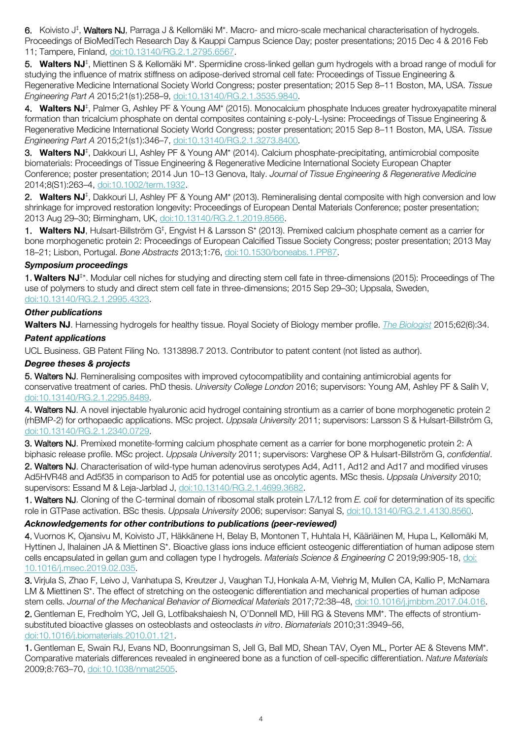6. Koivisto J[‡], **Walters NJ**, Parraga J & Kellomäki M*. Macro- and micro-scale mechanical characterisation of hydrogels. Proceedings of BioMediTech Research Day & Kauppi Campus Science Day; poster presentations; 2015 Dec 4 & 2016 Feb 11; Tampere, Finland, doi:10.13140/RG.2.1.2795.6567.

5. **Walters NJ**[‡], Miettinen S & Kellomäki M*. Spermidine cross-linked gellan gum hydrogels with a broad range of moduli for studying the influence of matrix stiffness on adipose-derived stromal cell fate: Proceedings of Tissue Engineering & Regenerative Medicine International Society World Congress; poster presentation; 2015 Sep 8–11 Boston, MA, USA. *Tissue Engineering Part A* 2015;21(s1):258–9, doi:10.13140/RG.2.1.3535.9840.

4. **Walters NJ**[‡], Palmer G, Ashley PF & Young AM* (2015). Monocalcium phosphate Induces greater hydroxyapatite mineral formation than tricalcium phosphate on dental composites containing ε-poly-L-lysine: Proceedings of Tissue Engineering & Regenerative Medicine International Society World Congress; poster presentation; 2015 Sep 8–11 Boston, MA, USA. *Tissue Engineering Part A* 2015;21(s1):346–7, doi:10.13140/RG.2.1.3273.8400.

3. **Walters NJ**[‡], Dakkouri LI, Ashley PF & Young AM* (2014). Calcium phosphate-precipitating, antimicrobial composite biomaterials: Proceedings of Tissue Engineering & Regenerative Medicine International Society European Chapter Conference; poster presentation; 2014 Jun 10–13 Genova, Italy. *Journal of Tissue Engineering & Regenerative Medicine* 2014;8(S1):263–4, doi:10.1002/term.1932.

2. **Walters NJ**[‡], Dakkouri LI, Ashley PF & Young AM* (2013). Remineralising dental composite with high conversion and low shrinkage for improved restoration longevity: Proceedings of European Dental Materials Conference; poster presentation; 2013 Aug 29–30; Birmingham, UK, doi:10.13140/RG.2.1.2019.8566.

1. **Walters NJ**, Hulsart-Billström G[‡], Engvist H & Larsson S* (2013). Premixed calcium phosphate cement as a carrier for bone morphogenetic protein 2: Proceedings of European Calcified Tissue Society Congress; poster presentation; 2013 May 18–21; Lisbon, Portugal. *Bone Abstracts* 2013;1:76, doi:10.1530/boneabs.1.PP87.

### *Symposium proceedings*

1. **Walters NJ**[‡]*. Modular cell niches for studying and directing stem cell fate in three-dimensions (2015): Proceedings of The use of polymers to study and direct stem cell fate in three-dimensions; 2015 Sep 29–30; Uppsala, Sweden, doi:10.13140/RG.2.1.2995.4323.

### *Other publications*

**Walters NJ**. Harnessing hydrogels for healthy tissue. Royal Society of Biology member profile. *The Biologist* 2015;62(6):34.

### *Patent applications*

UCL Business. GB Patent Filing No. 1313898.7 2013. Contributor to patent content (not listed as author).

### *Degree theses & projects*

5. **Walters NJ**. Remineralising composites with improved cytocompatibility and containing antimicrobial agents for conservative treatment of caries. PhD thesis. *University College London* 2016; supervisors: Young AM, Ashley PF & Salih V, doi:10.13140/RG.2.1.2295.8489.

4. **Walters NJ**. A novel injectable hyaluronic acid hydrogel containing strontium as a carrier of bone morphogenetic protein 2 (rhBMP-2) for orthopaedic applications. MSc project. *Uppsala University* 2011; supervisors: Larsson S & Hulsart-Billström G, doi:10.13140/RG.2.1.2340.0729.

3. **Walters NJ**. Premixed monetite-forming calcium phosphate cement as a carrier for bone morphogenetic protein 2: A biphasic release profile. MSc project. *Uppsala University* 2011; supervisors: Varghese OP & Hulsart-Billström G, *confidential*.

2. **Walters NJ**. Characterisation of wild-type human adenovirus serotypes Ad4, Ad11, Ad12 and Ad17 and modified viruses Ad5HVR48 and Ad5f35 in comparison to Ad5 for potential use as oncolytic agents. MSc thesis. *Uppsala University* 2010; supervisors: Essand M & Leja-Jarblad J, doi:10.13140/RG.2.1.4699.3682.

1. **Walters NJ**. Cloning of the C-terminal domain of ribosomal stalk protein L7/L12 from *E. coli* for determination of its specific role in GTPase activation. BSc thesis. *Uppsala University* 2006; supervisor: Sanyal S, doi:10.13140/RG.2.1.4130.8560.

### *Acknowledgements for other contributions to publications (peer-reviewed)*

4. Vuornos K, Ojansivu M, Koivisto JT, Häkkänene H, Belay B, Montonen T, Huhtala H, Kääriäinen M, Hupa L, Kellomäki M, Hyttinen J, Ihalainen JA & Miettinen S*. Bioactive glass ions induce efficient osteogenic differentiation of human adipose stem cells encapsulated in gellan gum and collagen type I hydrogels. *Materials Science & Engineering C* 2019;99:905-18, doi:10.1016/j.msec.2019.02.035.

3. Virjula S, Zhao F, Leivo J, Vanhatupa S, Kreutzer J, Vaughan TJ, Honkala A-M, Viehrig M, Mullen CA, Kallio P, McNamara LM & Miettinen S*. The effect of stretching on the osteogenic differentiation and mechanical properties of human adipose stem cells. *Journal of the Mechanical Behavior of Biomedical Materials* 2017;72:38–48, doi:10.1016/j.jmbbm.2017.04.016.

2. Gentleman E, Fredholm YC, Jell G, Lotfibakshaiesh N, O'Donnell MD, Hill RG & Stevens MM*. The effects of strontium-substituted bioactive glasses on osteoblasts and osteoclasts *in vitro*. *Biomaterials* 2010;31:3949–56, doi:10.1016/j.biomaterials.2010.01.121.

1. Gentleman E, Swain RJ, Evans ND, Boonrungsiman S, Jell G, Ball MD, Shean TAV, Oyen ML, Porter AE & Stevens MM*. Comparative materials differences revealed in engineered bone as a function of cell-specific differentiation. *Nature Materials* 2009;8:763–70, doi:10.1038/nmat2505.